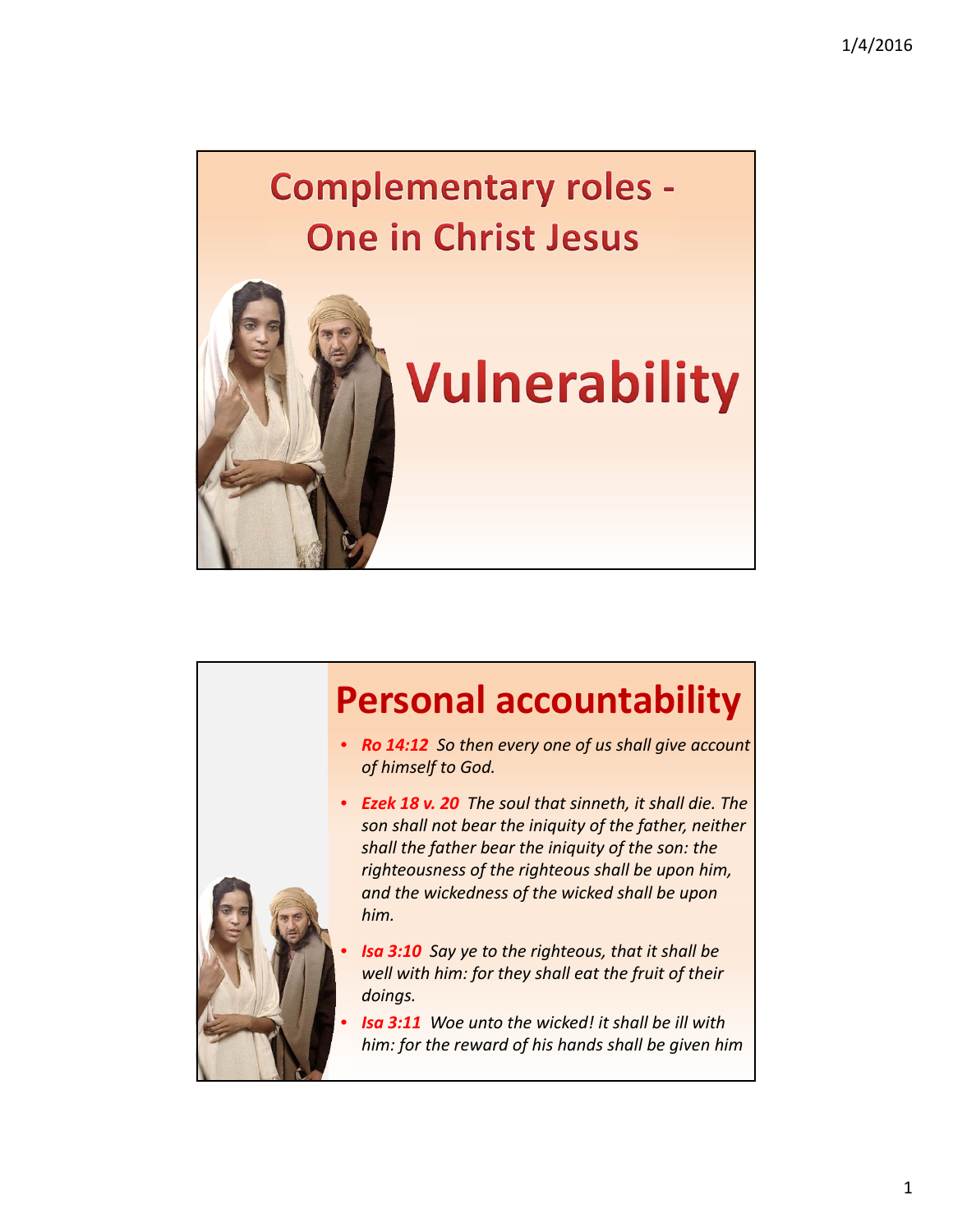# Complementary roles - One in Christ Jesus

## Vulnerability

## Personal accountability

- ***Ro 14:12*** *So then every one of us shall give account of himself to God.*
- ***Ezek 18 v. 20*** *The soul that sinneth, it shall die. The son shall not bear the iniquity of the father, neither shall the father bear the iniquity of the son: the righteousness of the righteous shall be upon him, and the wickedness of the wicked shall be upon him.*
- ***Isa 3:10*** *Say ye to the righteous, that it shall be well with him: for they shall eat the fruit of their doings.*
- ***Isa 3:11*** *Woe unto the wicked! it shall be ill with him: for the reward of his hands shall be given him*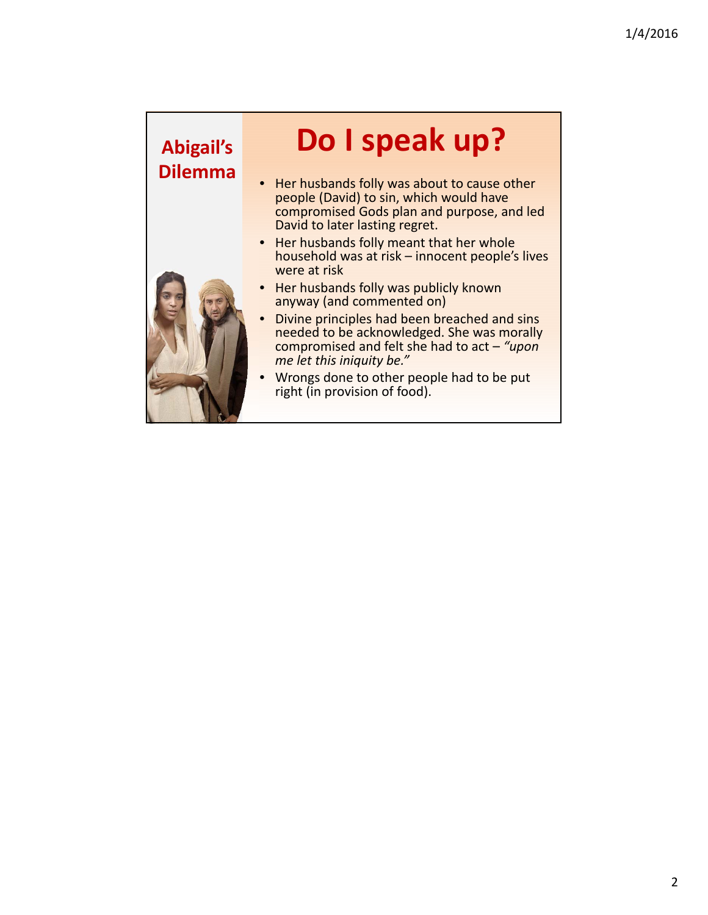## Abigail's Dilemma

# Do I speak up?

- Her husbands folly was about to cause other people (David) to sin, which would have compromised Gods plan and purpose, and led David to later lasting regret.
- Her husbands folly meant that her whole household was at risk – innocent people's lives were at risk
- Her husbands folly was publicly known anyway (and commented on)
- Divine principles had been breached and sins needed to be acknowledged. She was morally compromised and felt she had to act – *"upon me let this iniquity be."*
- Wrongs done to other people had to be put right (in provision of food).